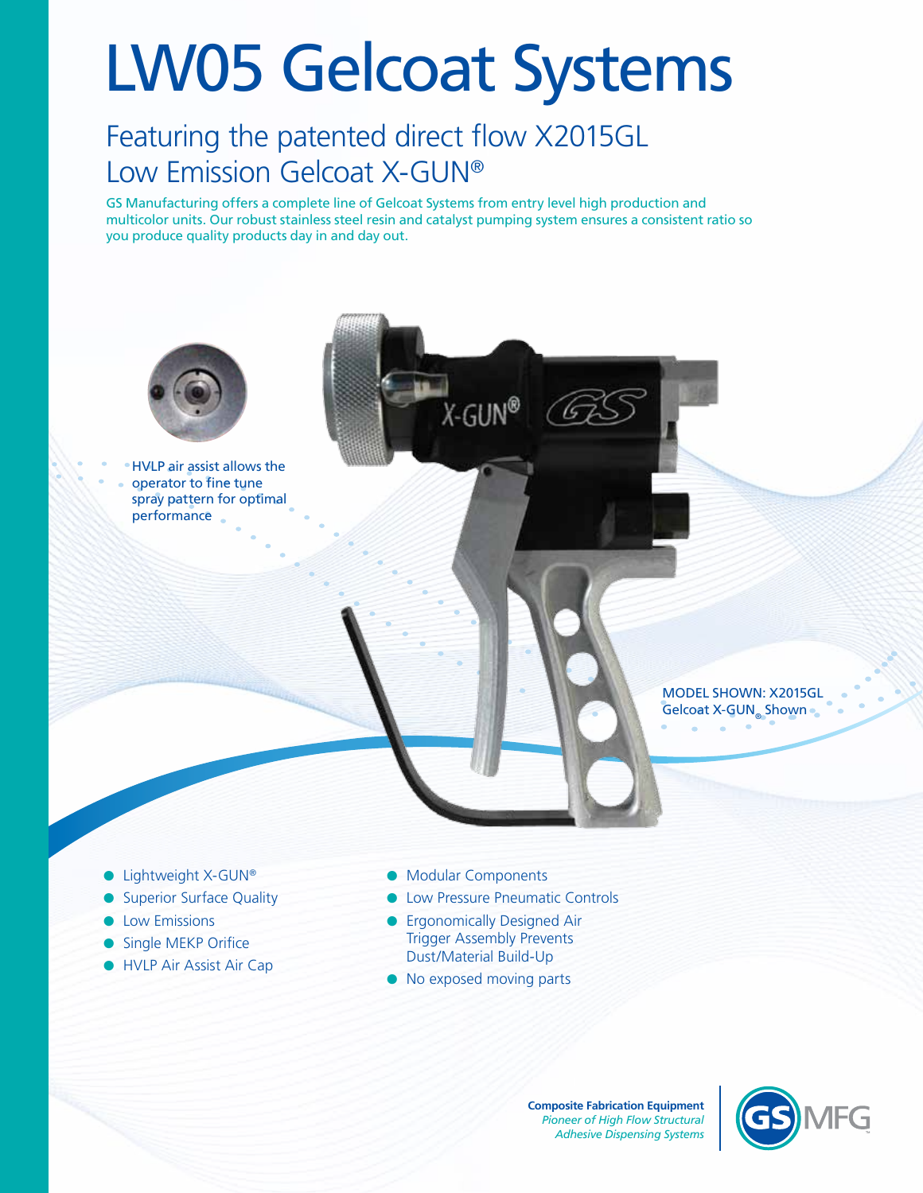# LW05 Gelcoat Systems

## Featuring the patented direct flow X2015GL Low Emission Gelcoat X-GUN®

GS Manufacturing offers a complete line of Gelcoat Systems from entry level high production and multicolor units. Our robust stainless steel resin and catalyst pumping system ensures a consistent ratio so you produce quality products day in and day out.

HVLP air assist allows the operator to fine tune spray pattern for optimal performance

MODEL SHOWN: X2015GL Gelcoat X-GUN® Shown

- Lightweight X-GUN®
- Superior Surface Quality
- Low Emissions
- Single MEKP Orifice
- HVLP Air Assist Air Cap
- Modular Components
- Low Pressure Pneumatic Controls
- Ergonomically Designed Air Trigger Assembly Prevents Dust/Material Build-Up
- No exposed moving parts

**Composite Fabrication Equipment**
*Pioneer of High Flow Structural Adhesive Dispensing Systems*

GS MFG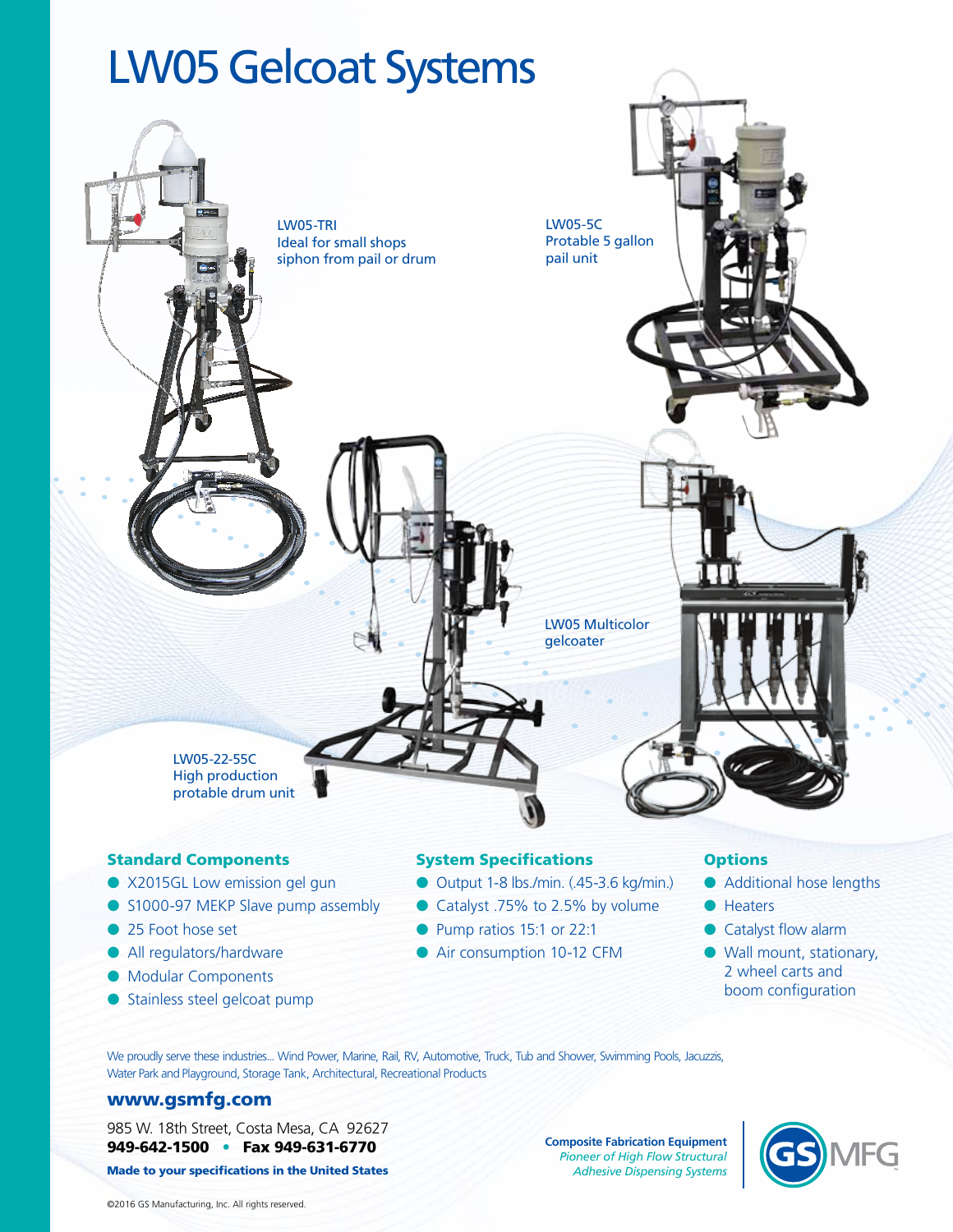# LW05 Gelcoat Systems

LW05-TRI
Ideal for small shops
siphon from pail or drum

LW05-5C
Protable 5 gallon
pail unit

LW05 Multicolor
gelcoater

LW05-22-55C
High production
protable drum unit

### Standard Components

- X2015GL Low emission gel gun
- S1000-97 MEKP Slave pump assembly
- 25 Foot hose set
- All regulators/hardware
- Modular Components
- Stainless steel gelcoat pump

### System Specifications

- Output 1-8 lbs./min. (.45-3.6 kg/min.)
- Catalyst .75% to 2.5% by volume
- Pump ratios 15:1 or 22:1
- Air consumption 10-12 CFM

### Options

- Additional hose lengths
- Heaters
- Catalyst flow alarm
- Wall mount, stationary, 2 wheel carts and boom configuration

We proudly serve these industries... Wind Power, Marine, Rail, RV, Automotive, Truck, Tub and Shower, Swimming Pools, Jacuzzis, Water Park and Playground, Storage Tank, Architectural, Recreational Products

**www.gsmfg.com**

985 W. 18th Street, Costa Mesa, CA 92627
**949-642-1500 • Fax 949-631-6770**

**Made to your specifications in the United States**

**Composite Fabrication Equipment**
*Pioneer of High Flow Structural Adhesive Dispensing Systems*

GS MFG

©2016 GS Manufacturing, Inc. All rights reserved.